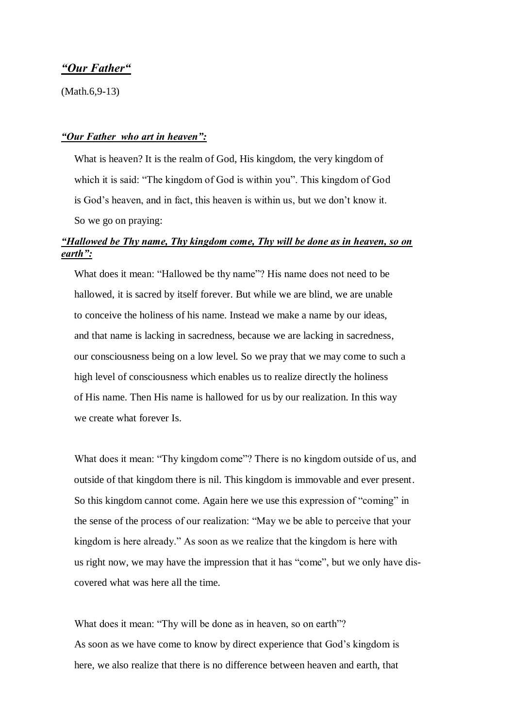# ***"Our Father"***

(Math.6,9-13)

***"Our Father who art in heaven":***

What is heaven? It is the realm of God, His kingdom, the very kingdom of which it is said: "The kingdom of God is within you". This kingdom of God is God's heaven, and in fact, this heaven is within us, but we don't know it. So we go on praying:

***"Hallowed be Thy name, Thy kingdom come, Thy will be done as in heaven, so on earth":***

What does it mean: "Hallowed be thy name"? His name does not need to be hallowed, it is sacred by itself forever. But while we are blind, we are unable to conceive the holiness of his name. Instead we make a name by our ideas, and that name is lacking in sacredness, because we are lacking in sacredness, our consciousness being on a low level. So we pray that we may come to such a high level of consciousness which enables us to realize directly the holiness of His name. Then His name is hallowed for us by our realization. In this way we create what forever Is.

What does it mean: "Thy kingdom come"? There is no kingdom outside of us, and outside of that kingdom there is nil. This kingdom is immovable and ever present. So this kingdom cannot come. Again here we use this expression of "coming" in the sense of the process of our realization: "May we be able to perceive that your kingdom is here already." As soon as we realize that the kingdom is here with us right now, we may have the impression that it has "come", but we only have discovered what was here all the time.

What does it mean: "Thy will be done as in heaven, so on earth"?
As soon as we have come to know by direct experience that God's kingdom is here, we also realize that there is no difference between heaven and earth, that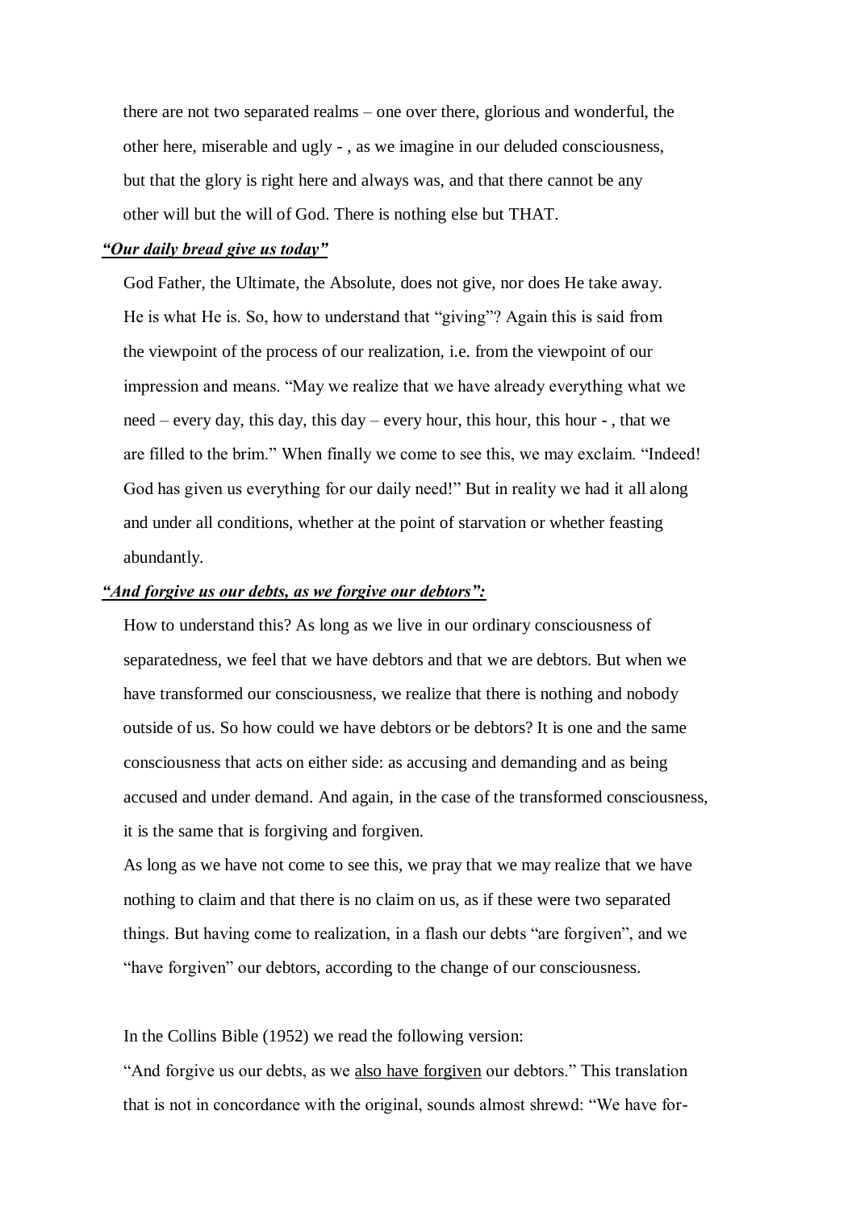there are not two separated realms – one over there, glorious and wonderful, the other here, miserable and ugly - , as we imagine in our deluded consciousness, but that the glory is right here and always was, and that there cannot be any other will but the will of God. There is nothing else but THAT.

***<u>“Our daily bread give us today”</u>***

God Father, the Ultimate, the Absolute, does not give, nor does He take away. He is what He is. So, how to understand that “giving”? Again this is said from the viewpoint of the process of our realization, i.e. from the viewpoint of our impression and means. “May we realize that we have already everything what we need – every day, this day, this day – every hour, this hour, this hour - , that we are filled to the brim.” When finally we come to see this, we may exclaim. “Indeed! God has given us everything for our daily need!” But in reality we had it all along and under all conditions, whether at the point of starvation or whether feasting abundantly.

***<u>“And forgive us our debts, as we forgive our debtors”:</u>***

How to understand this? As long as we live in our ordinary consciousness of separatedness, we feel that we have debtors and that we are debtors. But when we have transformed our consciousness, we realize that there is nothing and nobody outside of us. So how could we have debtors or be debtors? It is one and the same consciousness that acts on either side: as accusing and demanding and as being accused and under demand. And again, in the case of the transformed consciousness, it is the same that is forgiving and forgiven.

As long as we have not come to see this, we pray that we may realize that we have nothing to claim and that there is no claim on us, as if these were two separated things. But having come to realization, in a flash our debts “are forgiven”, and we “have forgiven” our debtors, according to the change of our consciousness.

In the Collins Bible (1952) we read the following version:

“And forgive us our debts, as we <u>also have forgiven</u> our debtors.” This translation that is not in concordance with the original, sounds almost shrewd: “We have for-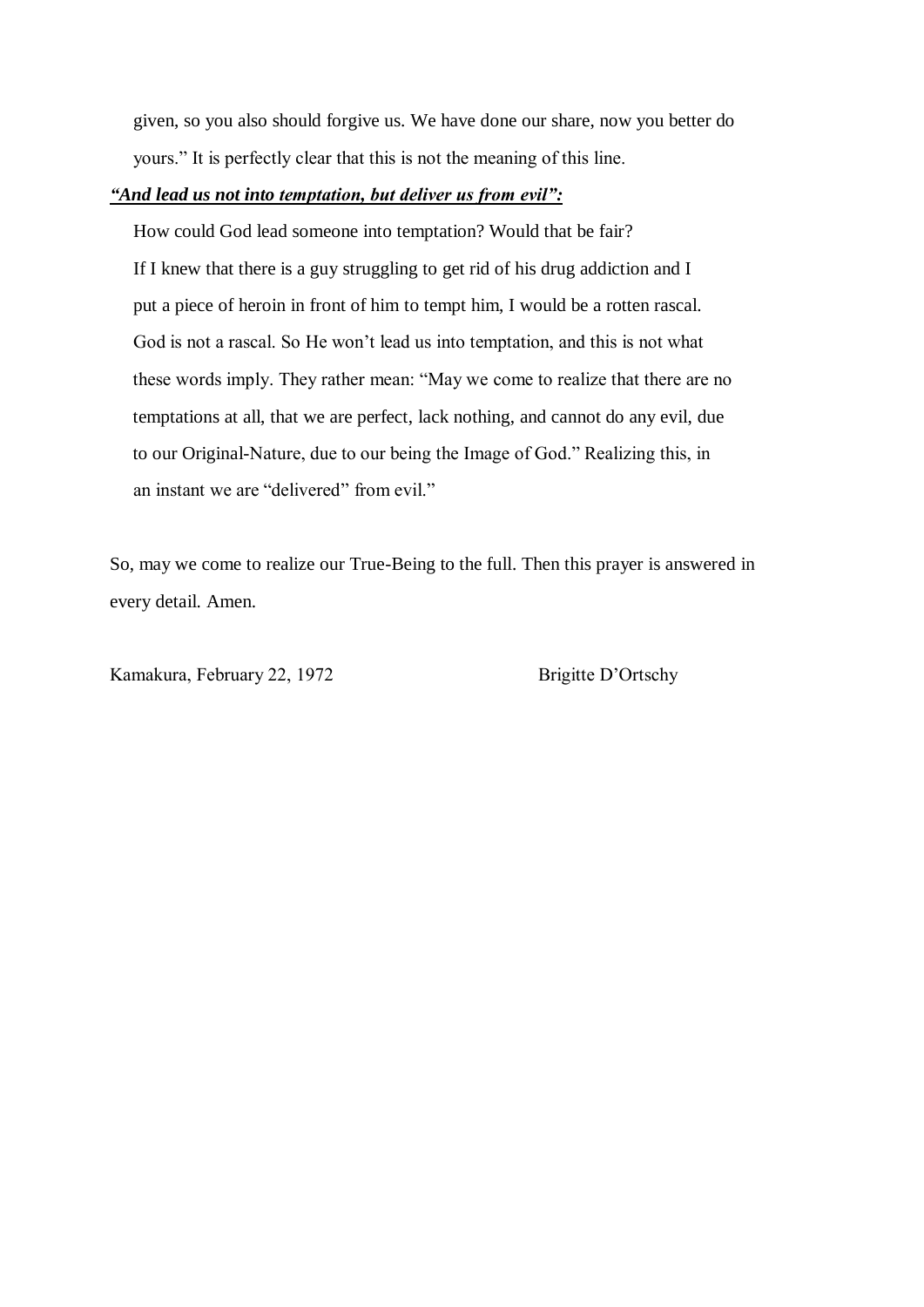given, so you also should forgive us. We have done our share, now you better do yours." It is perfectly clear that this is not the meaning of this line.

***"And lead us not into temptation, but deliver us from evil":***

How could God lead someone into temptation? Would that be fair? If I knew that there is a guy struggling to get rid of his drug addiction and I put a piece of heroin in front of him to tempt him, I would be a rotten rascal. God is not a rascal. So He won't lead us into temptation, and this is not what these words imply. They rather mean: "May we come to realize that there are no temptations at all, that we are perfect, lack nothing, and cannot do any evil, due to our Original-Nature, due to our being the Image of God." Realizing this, in an instant we are "delivered" from evil."

So, may we come to realize our True-Being to the full. Then this prayer is answered in every detail. Amen.

Kamakura, February 22, 1972 — Brigitte D'Ortschy